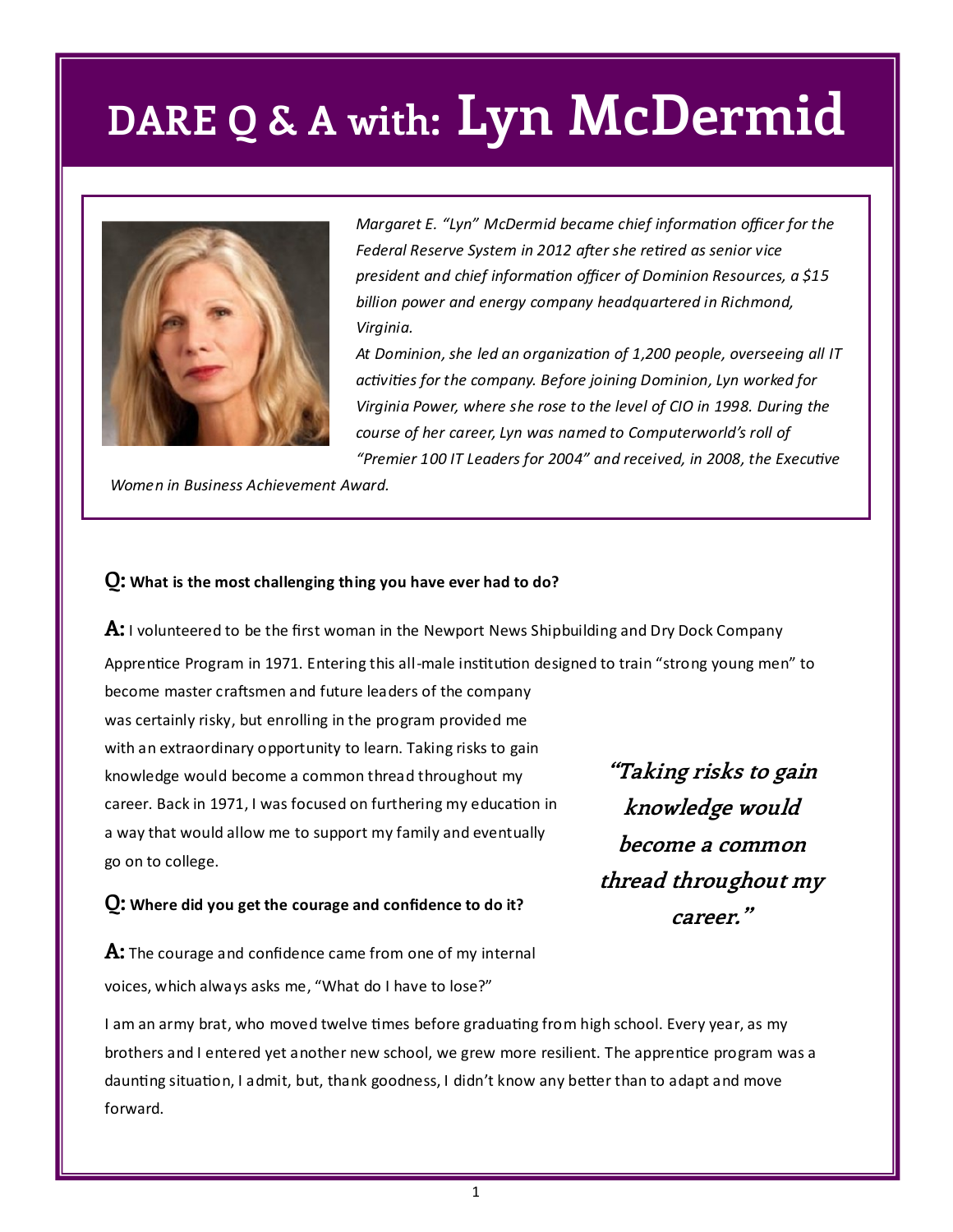# DARE Q & A with: Lyn McDermid

*Margaret E. "Lyn" McDermid became chief information officer for the Federal Reserve System in 2012 after she retired as senior vice president and chief information officer of Dominion Resources, a $15 billion power and energy company headquartered in Richmond, Virginia.*

*At Dominion, she led an organization of 1,200 people, overseeing all IT activities for the company. Before joining Dominion, Lyn worked for Virginia Power, where she rose to the level of CIO in 1998. During the course of her career, Lyn was named to Computerworld's roll of "Premier 100 IT Leaders for 2004" and received, in 2008, the Executive Women in Business Achievement Award.*

**Q: What is the most challenging thing you have ever had to do?**

**A:** I volunteered to be the first woman in the Newport News Shipbuilding and Dry Dock Company Apprentice Program in 1971. Entering this all-male institution designed to train "strong young men" to become master craftsmen and future leaders of the company was certainly risky, but enrolling in the program provided me with an extraordinary opportunity to learn. Taking risks to gain knowledge would become a common thread throughout my career. Back in 1971, I was focused on furthering my education in a way that would allow me to support my family and eventually go on to college.

> ***"Taking risks to gain knowledge would become a common thread throughout my career."***

**Q: Where did you get the courage and confidence to do it?**

**A:** The courage and confidence came from one of my internal voices, which always asks me, "What do I have to lose?"

I am an army brat, who moved twelve times before graduating from high school. Every year, as my brothers and I entered yet another new school, we grew more resilient. The apprentice program was a daunting situation, I admit, but, thank goodness, I didn't know any better than to adapt and move forward.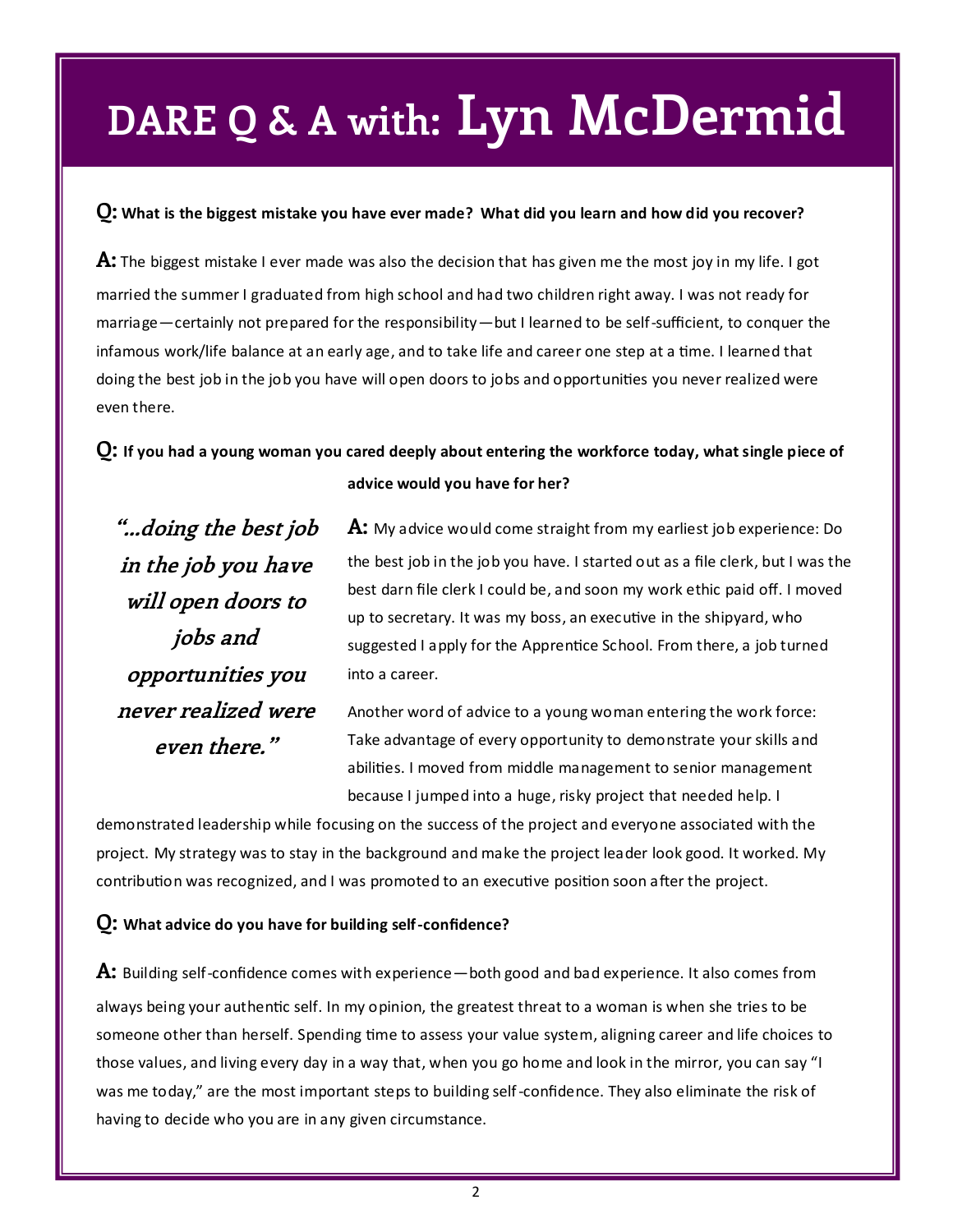# DARE Q & A with: Lyn McDermid

**Q: What is the biggest mistake you have ever made? What did you learn and how did you recover?**

**A:** The biggest mistake I ever made was also the decision that has given me the most joy in my life. I got married the summer I graduated from high school and had two children right away. I was not ready for marriage—certainly not prepared for the responsibility—but I learned to be self-sufficient, to conquer the infamous work/life balance at an early age, and to take life and career one step at a time. I learned that doing the best job in the job you have will open doors to jobs and opportunities you never realized were even there.

**Q: If you had a young woman you cared deeply about entering the workforce today, what single piece of advice would you have for her?**

> ***"…doing the best job in the job you have will open doors to jobs and opportunities you never realized were even there."***

**A:** My advice would come straight from my earliest job experience: Do the best job in the job you have. I started out as a file clerk, but I was the best darn file clerk I could be, and soon my work ethic paid off. I moved up to secretary. It was my boss, an executive in the shipyard, who suggested I apply for the Apprentice School. From there, a job turned into a career.

Another word of advice to a young woman entering the work force: Take advantage of every opportunity to demonstrate your skills and abilities. I moved from middle management to senior management because I jumped into a huge, risky project that needed help. I demonstrated leadership while focusing on the success of the project and everyone associated with the project. My strategy was to stay in the background and make the project leader look good. It worked. My contribution was recognized, and I was promoted to an executive position soon after the project.

**Q: What advice do you have for building self-confidence?**

**A:** Building self-confidence comes with experience—both good and bad experience. It also comes from always being your authentic self. In my opinion, the greatest threat to a woman is when she tries to be someone other than herself. Spending time to assess your value system, aligning career and life choices to those values, and living every day in a way that, when you go home and look in the mirror, you can say "I was me today," are the most important steps to building self-confidence. They also eliminate the risk of having to decide who you are in any given circumstance.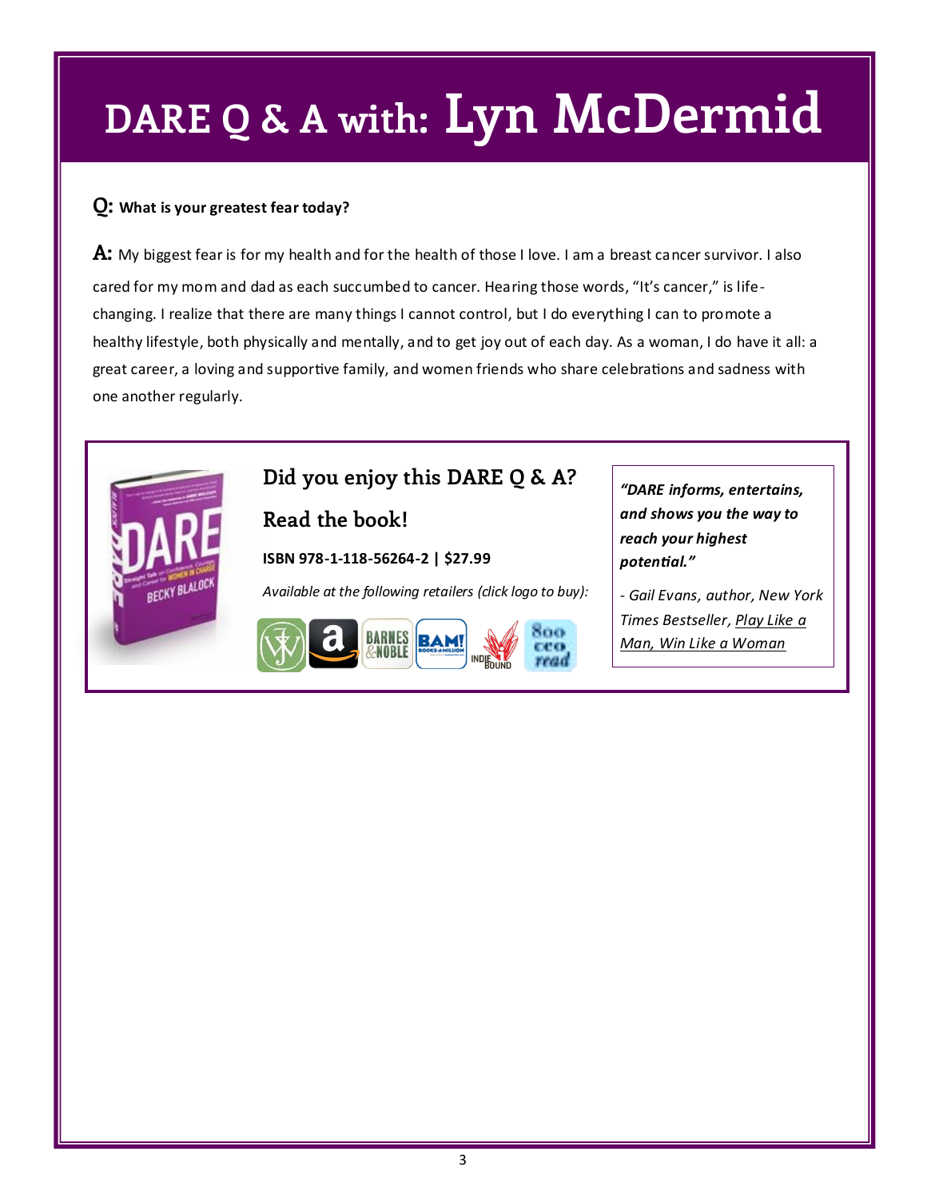# DARE Q & A with: Lyn McDermid

**Q: What is your greatest fear today?**

**A:** My biggest fear is for my health and for the health of those I love. I am a breast cancer survivor. I also cared for my mom and dad as each succumbed to cancer. Hearing those words, "It's cancer," is life-changing. I realize that there are many things I cannot control, but I do everything I can to promote a healthy lifestyle, both physically and mentally, and to get joy out of each day. As a woman, I do have it all: a great career, a loving and supportive family, and women friends who share celebrations and sadness with one another regularly.

## Did you enjoy this DARE Q & A?

## Read the book!

**ISBN 978-1-118-56264-2 | $27.99**

*Available at the following retailers (click logo to buy):*

***"DARE informs, entertains, and shows you the way to reach your highest potential."***

*- Gail Evans, author, New York Times Bestseller, Play Like a Man, Win Like a Woman*